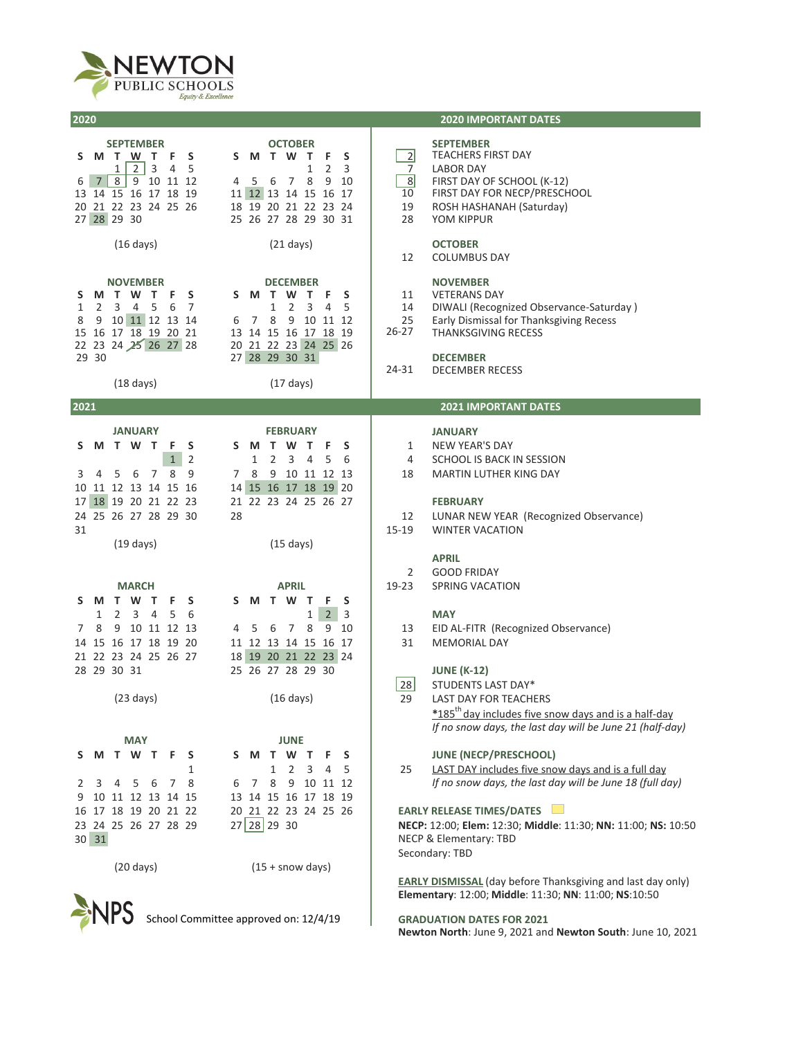# NEWTON PUBLIC SCHOOLS

*Equity & Excellence*

## 2020

### SEPTEMBER

| S | M | T | W | T | F | S |
|---|---|---|---|---|---|---|
| | | 1 | 2 | 3 | 4 | 5 |
| 6 | 7 | 8 | 9 | 10 | 11 | 12 |
| 13 | 14 | 15 | 16 | 17 | 18 | 19 |
| 20 | 21 | 22 | 23 | 24 | 25 | 26 |
| 27 | 28 | 29 | 30 | | | |

(16 days)

### OCTOBER

| S | M | T | W | T | F | S |
|---|---|---|---|---|---|---|
| | | | | 1 | 2 | 3 |
| 4 | 5 | 6 | 7 | 8 | 9 | 10 |
| 11 | 12 | 13 | 14 | 15 | 16 | 17 |
| 18 | 19 | 20 | 21 | 22 | 23 | 24 |
| 25 | 26 | 27 | 28 | 29 | 30 | 31 |

(21 days)

### NOVEMBER

| S | M | T | W | T | F | S |
|---|---|---|---|---|---|---|
| 1 | 2 | 3 | 4 | 5 | 6 | 7 |
| 8 | 9 | 10 | 11 | 12 | 13 | 14 |
| 15 | 16 | 17 | 18 | 19 | 20 | 21 |
| 22 | 23 | 24 | 25 | 26 | 27 | 28 |
| 29 | 30 | | | | | |

(18 days)

### DECEMBER

| S | M | T | W | T | F | S |
|---|---|---|---|---|---|---|
| | | 1 | 2 | 3 | 4 | 5 |
| 6 | 7 | 8 | 9 | 10 | 11 | 12 |
| 13 | 14 | 15 | 16 | 17 | 18 | 19 |
| 20 | 21 | 22 | 23 | 24 | 25 | 26 |
| 27 | 28 | 29 | 30 | 31 | | |

(17 days)

## 2020 IMPORTANT DATES

**SEPTEMBER**

| | |
|---|---|
| 2 | TEACHERS FIRST DAY |
| 7 | LABOR DAY |
| 8 | FIRST DAY OF SCHOOL (K-12) |
| 10 | FIRST DAY FOR NECP/PRESCHOOL |
| 19 | ROSH HASHANAH (Saturday) |
| 28 | YOM KIPPUR |

**OCTOBER**

| | |
|---|---|
| 12 | COLUMBUS DAY |

**NOVEMBER**

| | |
|---|---|
| 11 | VETERANS DAY |
| 14 | DIWALI (Recognized Observance-Saturday ) |
| 25 | Early Dismissal for Thanksgiving Recess |
| 26-27 | THANKSGIVING RECESS |

**DECEMBER**

| | |
|---|---|
| 24-31 | DECEMBER RECESS |

## 2021

### JANUARY

| S | M | T | W | T | F | S |
|---|---|---|---|---|---|---|
| | | | | | 1 | 2 |
| 3 | 4 | 5 | 6 | 7 | 8 | 9 |
| 10 | 11 | 12 | 13 | 14 | 15 | 16 |
| 17 | 18 | 19 | 20 | 21 | 22 | 23 |
| 24 | 25 | 26 | 27 | 28 | 29 | 30 |
| 31 | | | | | | |

(19 days)

### FEBRUARY

| S | M | T | W | T | F | S |
|---|---|---|---|---|---|---|
| | 1 | 2 | 3 | 4 | 5 | 6 |
| 7 | 8 | 9 | 10 | 11 | 12 | 13 |
| 14 | 15 | 16 | 17 | 18 | 19 | 20 |
| 21 | 22 | 23 | 24 | 25 | 26 | 27 |
| 28 | | | | | | |

(15 days)

### MARCH

| S | M | T | W | T | F | S |
|---|---|---|---|---|---|---|
| | 1 | 2 | 3 | 4 | 5 | 6 |
| 7 | 8 | 9 | 10 | 11 | 12 | 13 |
| 14 | 15 | 16 | 17 | 18 | 19 | 20 |
| 21 | 22 | 23 | 24 | 25 | 26 | 27 |
| 28 | 29 | 30 | 31 | | | |

(23 days)

### APRIL

| S | M | T | W | T | F | S |
|---|---|---|---|---|---|---|
| | | | | 1 | 2 | 3 |
| 4 | 5 | 6 | 7 | 8 | 9 | 10 |
| 11 | 12 | 13 | 14 | 15 | 16 | 17 |
| 18 | 19 | 20 | 21 | 22 | 23 | 24 |
| 25 | 26 | 27 | 28 | 29 | 30 | |

(16 days)

### MAY

| S | M | T | W | T | F | S |
|---|---|---|---|---|---|---|
| | | | | | | 1 |
| 2 | 3 | 4 | 5 | 6 | 7 | 8 |
| 9 | 10 | 11 | 12 | 13 | 14 | 15 |
| 16 | 17 | 18 | 19 | 20 | 21 | 22 |
| 23 | 24 | 25 | 26 | 27 | 28 | 29 |
| 30 | 31 | | | | | |

(20 days)

### JUNE

| S | M | T | W | T | F | S |
|---|---|---|---|---|---|---|
| | | 1 | 2 | 3 | 4 | 5 |
| 6 | 7 | 8 | 9 | 10 | 11 | 12 |
| 13 | 14 | 15 | 16 | 17 | 18 | 19 |
| 20 | 21 | 22 | 23 | 24 | 25 | 26 |
| 27 | 28 | 29 | 30 | | | |

(15 + snow days)

## 2021 IMPORTANT DATES

**JANUARY**

| | |
|---|---|
| 1 | NEW YEAR'S DAY |
| 4 | SCHOOL IS BACK IN SESSION |
| 18 | MARTIN LUTHER KING DAY |

**FEBRUARY**

| | |
|---|---|
| 12 | LUNAR NEW YEAR (Recognized Observance) |
| 15-19 | WINTER VACATION |

**APRIL**

| | |
|---|---|
| 2 | GOOD FRIDAY |
| 19-23 | SPRING VACATION |

**MAY**

| | |
|---|---|
| 13 | EID AL-FITR (Recognized Observance) |
| 31 | MEMORIAL DAY |

**JUNE (K-12)**

| | |
|---|---|
| 28 | STUDENTS LAST DAY* |
| 29 | LAST DAY FOR TEACHERS |

*185th day includes five snow days and is a half-day
*If no snow days, the last day will be June 21 (half-day)*

**JUNE (NECP/PRESCHOOL)**

| | |
|---|---|
| 25 | LAST DAY includes five snow days and is a full day |

*If no snow days, the last day will be June 18 (full day)*

**EARLY RELEASE TIMES/DATES**

**NECP:** 12:00; **Elem:** 12:30; **Middle**: 11:30; **NN:** 11:00; **NS:** 10:50
NECP & Elementary: TBD
Secondary: TBD

**EARLY DISMISSAL** (day before Thanksgiving and last day only)
**Elementary**: 12:00; **Middle**: 11:30; **NN**: 11:00; **NS**:10:50

**GRADUATION DATES FOR 2021**
**Newton North**: June 9, 2021 and **Newton South**: June 10, 2021

NPS School Committee approved on: 12/4/19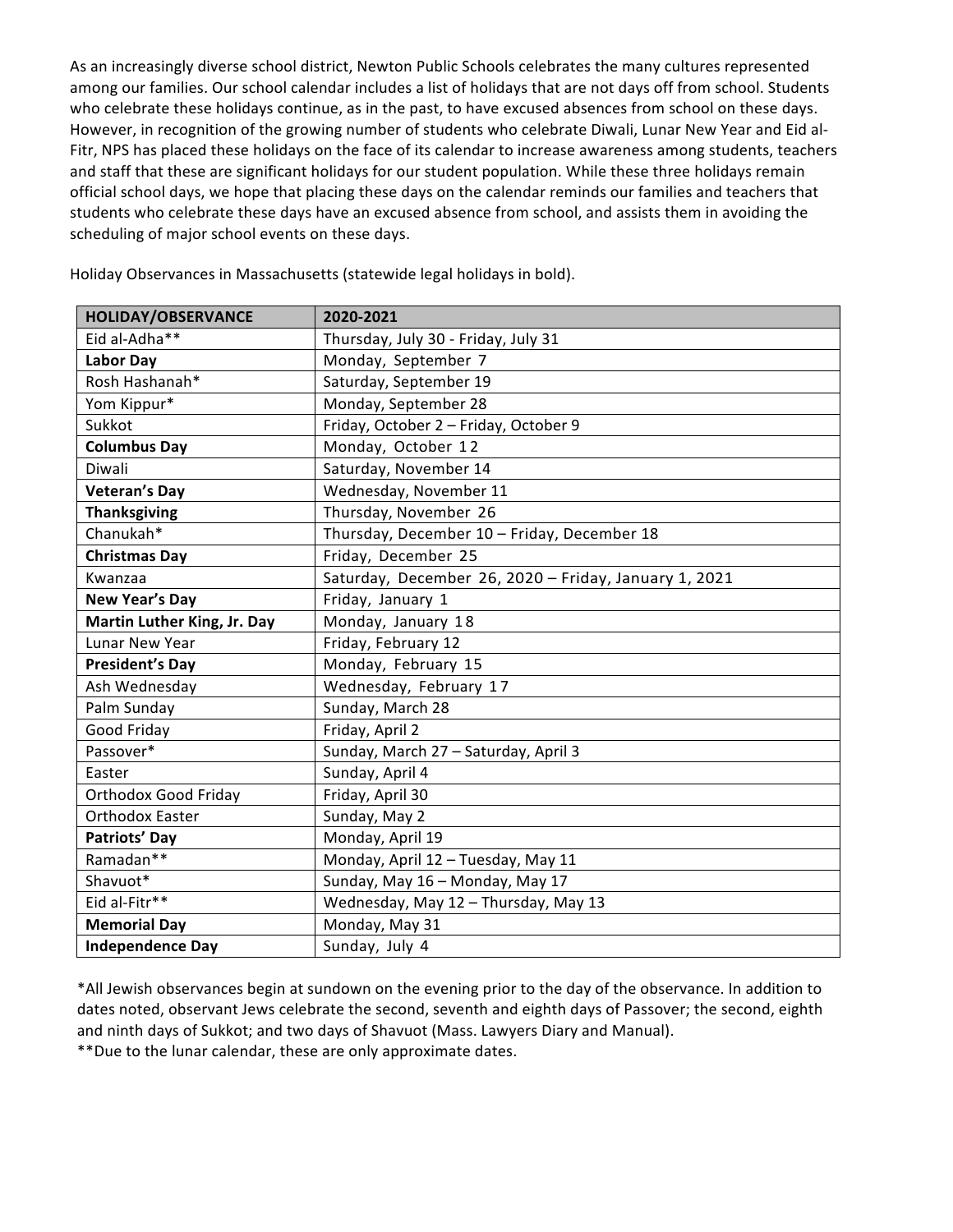As an increasingly diverse school district, Newton Public Schools celebrates the many cultures represented among our families. Our school calendar includes a list of holidays that are not days off from school. Students who celebrate these holidays continue, as in the past, to have excused absences from school on these days. However, in recognition of the growing number of students who celebrate Diwali, Lunar New Year and Eid al-Fitr, NPS has placed these holidays on the face of its calendar to increase awareness among students, teachers and staff that these are significant holidays for our student population. While these three holidays remain official school days, we hope that placing these days on the calendar reminds our families and teachers that students who celebrate these days have an excused absence from school, and assists them in avoiding the scheduling of major school events on these days.

Holiday Observances in Massachusetts (statewide legal holidays in bold).

| HOLIDAY/OBSERVANCE | 2020-2021 |
|---|---|
| Eid al-Adha** | Thursday, July 30 - Friday, July 31 |
| **Labor Day** | Monday, September 7 |
| Rosh Hashanah* | Saturday, September 19 |
| Yom Kippur* | Monday, September 28 |
| Sukkot | Friday, October 2 – Friday, October 9 |
| **Columbus Day** | Monday, October 12 |
| Diwali | Saturday, November 14 |
| **Veteran's Day** | Wednesday, November 11 |
| **Thanksgiving** | Thursday, November 26 |
| Chanukah* | Thursday, December 10 – Friday, December 18 |
| **Christmas Day** | Friday, December 25 |
| Kwanzaa | Saturday, December 26, 2020 – Friday, January 1, 2021 |
| **New Year's Day** | Friday, January 1 |
| **Martin Luther King, Jr. Day** | Monday, January 18 |
| Lunar New Year | Friday, February 12 |
| **President's Day** | Monday, February 15 |
| Ash Wednesday | Wednesday, February 17 |
| Palm Sunday | Sunday, March 28 |
| Good Friday | Friday, April 2 |
| Passover* | Sunday, March 27 – Saturday, April 3 |
| Easter | Sunday, April 4 |
| Orthodox Good Friday | Friday, April 30 |
| Orthodox Easter | Sunday, May 2 |
| **Patriots' Day** | Monday, April 19 |
| Ramadan** | Monday, April 12 – Tuesday, May 11 |
| Shavuot* | Sunday, May 16 – Monday, May 17 |
| Eid al-Fitr** | Wednesday, May 12 – Thursday, May 13 |
| **Memorial Day** | Monday, May 31 |
| **Independence Day** | Sunday, July 4 |

*All Jewish observances begin at sundown on the evening prior to the day of the observance. In addition to dates noted, observant Jews celebrate the second, seventh and eighth days of Passover; the second, eighth and ninth days of Sukkot; and two days of Shavuot (Mass. Lawyers Diary and Manual).

**Due to the lunar calendar, these are only approximate dates.